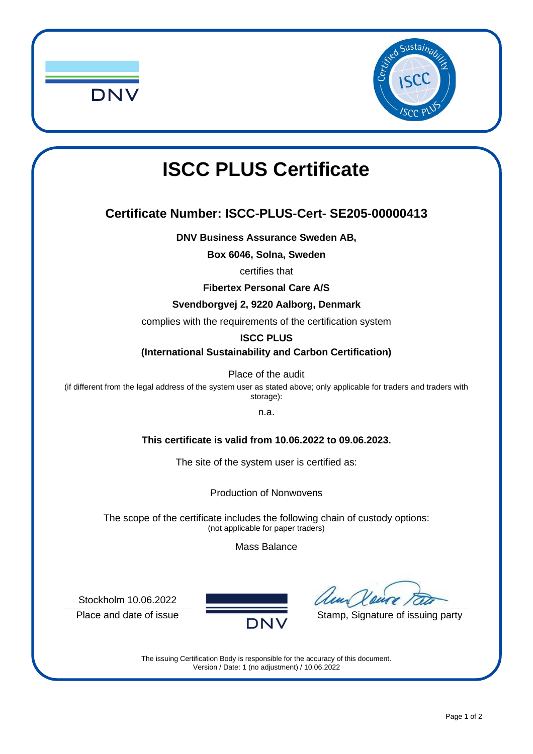# ISCC PLUS Certificate

## Certificate Number: ISCC-PLUS-Cert- SE205-00000413

**DNV Business Assurance Sweden AB,**

**Box 6046, Solna, Sweden**

certifies that

**Fibertex Personal Care A/S**

**Svendborgvej 2, 9220 Aalborg, Denmark**

complies with the requirements of the certification system

**ISCC PLUS**

**(International Sustainability and Carbon Certification)**

Place of the audit

(if different from the legal address of the system user as stated above; only applicable for traders and traders with storage):

n.a.

**This certificate is valid from 10.06.2022 to 09.06.2023.**

The site of the system user is certified as:

Production of Nonwovens

The scope of the certificate includes the following chain of custody options:
(not applicable for paper traders)

Mass Balance

Stockholm 10.06.2022

Place and date of issue

Stamp, Signature of issuing party

The issuing Certification Body is responsible for the accuracy of this document.
Version / Date: 1 (no adjustment) / 10.06.2022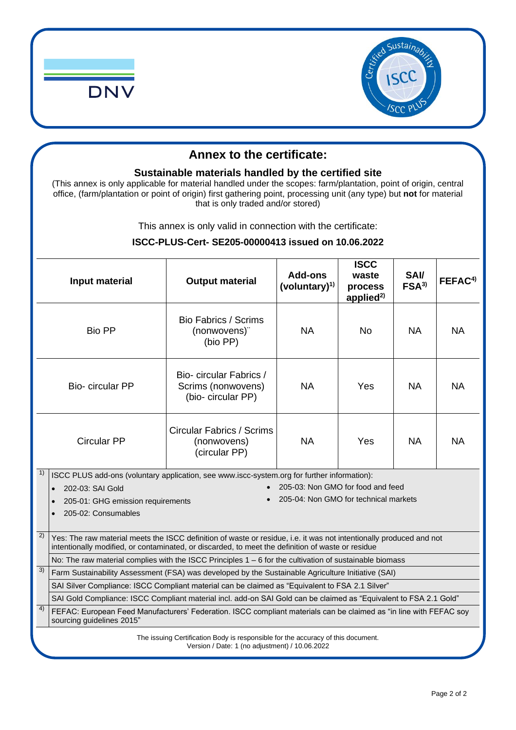DNV

# Annex to the certificate:

## Sustainable materials handled by the certified site

(This annex is only applicable for material handled under the scopes: farm/plantation, point of origin, central office, (farm/plantation or point of origin) first gathering point, processing unit (any type) but **not** for material that is only traded and/or stored)

This annex is only valid in connection with the certificate:

**ISCC-PLUS-Cert- SE205-00000413 issued on 10.06.2022**

| Input material | Output material | Add-ons (voluntary)[1] | ISCC waste process applied[2] | SAI/ FSA[3] | FEFAC[4] |
|---|---|---|---|---|---|
| Bio PP | Bio Fabrics / Scrims (nonwovens)¨ (bio PP) | NA | No | NA | NA |
| Bio- circular PP | Bio- circular Fabrics / Scrims (nonwovens) (bio- circular PP) | NA | Yes | NA | NA |
| Circular PP | Circular Fabrics / Scrims (nonwovens) (circular PP) | NA | Yes | NA | NA |

[1] ISCC PLUS add-ons (voluntary application, see www.iscc-system.org for further information):

- 202-03: SAI Gold
- 205-01: GHG emission requirements
- 205-02: Consumables
- 205-03: Non GMO for food and feed
- 205-04: Non GMO for technical markets

[2] Yes: The raw material meets the ISCC definition of waste or residue, i.e. it was not intentionally produced and not intentionally modified, or contaminated, or discarded, to meet the definition of waste or residue

No: The raw material complies with the ISCC Principles 1 – 6 for the cultivation of sustainable biomass

[3] Farm Sustainability Assessment (FSA) was developed by the Sustainable Agriculture Initiative (SAI)

SAI Silver Compliance: ISCC Compliant material can be claimed as "Equivalent to FSA 2.1 Silver"

SAI Gold Compliance: ISCC Compliant material incl. add-on SAI Gold can be claimed as "Equivalent to FSA 2.1 Gold"

[4] FEFAC: European Feed Manufacturers' Federation. ISCC compliant materials can be claimed as "in line with FEFAC soy sourcing guidelines 2015"

The issuing Certification Body is responsible for the accuracy of this document.
Version / Date: 1 (no adjustment) / 10.06.2022